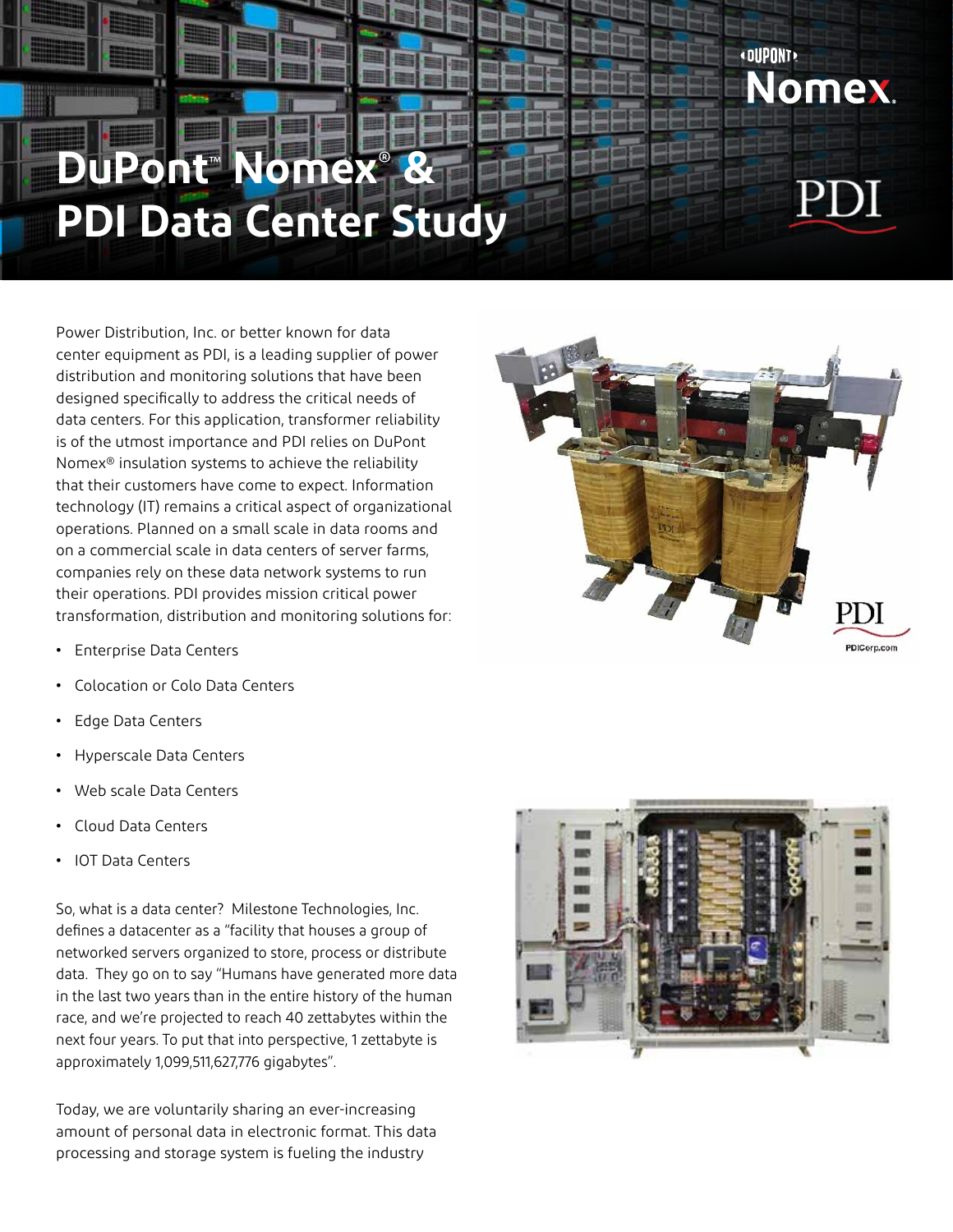# DuPont™ Nomex® & PDI Data Center Study

Power Distribution, Inc. or better known for data center equipment as PDI, is a leading supplier of power distribution and monitoring solutions that have been designed specifically to address the critical needs of data centers. For this application, transformer reliability is of the utmost importance and PDI relies on DuPont Nomex® insulation systems to achieve the reliability that their customers have come to expect. Information technology (IT) remains a critical aspect of organizational operations. Planned on a small scale in data rooms and on a commercial scale in data centers of server farms, companies rely on these data network systems to run their operations. PDI provides mission critical power transformation, distribution and monitoring solutions for:

- Enterprise Data Centers
- Colocation or Colo Data Centers
- Edge Data Centers
- Hyperscale Data Centers
- Web scale Data Centers
- Cloud Data Centers
- IOT Data Centers

So, what is a data center? Milestone Technologies, Inc. defines a datacenter as a "facility that houses a group of networked servers organized to store, process or distribute data. They go on to say "Humans have generated more data in the last two years than in the entire history of the human race, and we're projected to reach 40 zettabytes within the next four years. To put that into perspective, 1 zettabyte is approximately 1,099,511,627,776 gigabytes".

Today, we are voluntarily sharing an ever-increasing amount of personal data in electronic format. This data processing and storage system is fueling the industry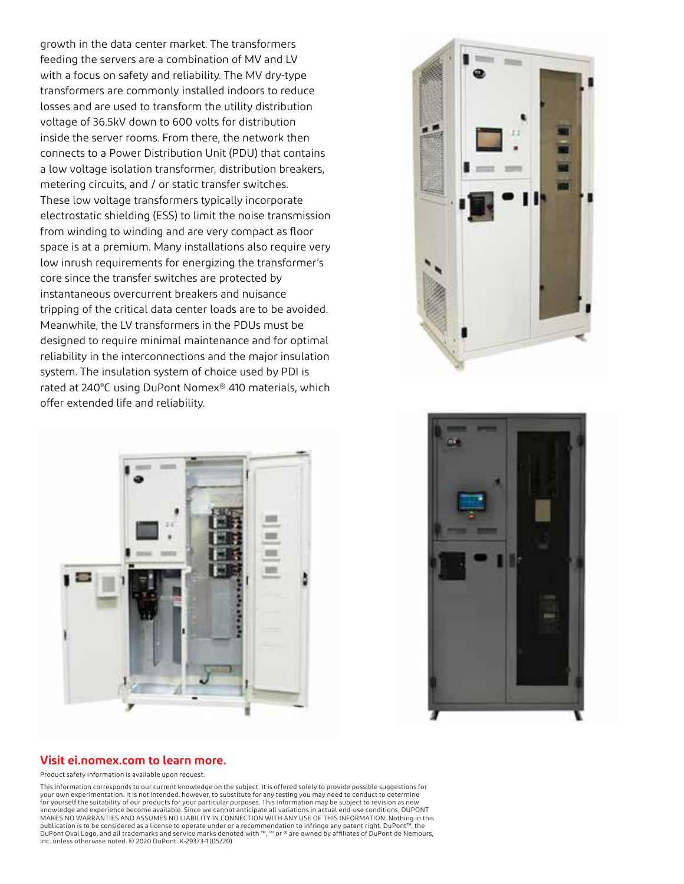growth in the data center market. The transformers feeding the servers are a combination of MV and LV with a focus on safety and reliability. The MV dry-type transformers are commonly installed indoors to reduce losses and are used to transform the utility distribution voltage of 36.5kV down to 600 volts for distribution inside the server rooms. From there, the network then connects to a Power Distribution Unit (PDU) that contains a low voltage isolation transformer, distribution breakers, metering circuits, and / or static transfer switches. These low voltage transformers typically incorporate electrostatic shielding (ESS) to limit the noise transmission from winding to winding and are very compact as floor space is at a premium. Many installations also require very low inrush requirements for energizing the transformer's core since the transfer switches are protected by instantaneous overcurrent breakers and nuisance tripping of the critical data center loads are to be avoided. Meanwhile, the LV transformers in the PDUs must be designed to require minimal maintenance and for optimal reliability in the interconnections and the major insulation system. The insulation system of choice used by PDI is rated at 240°C using DuPont Nomex® 410 materials, which offer extended life and reliability.

**Visit ei.nomex.com to learn more.**

Product safety information is available upon request.

This information corresponds to our current knowledge on the subject. It is offered solely to provide possible suggestions for your own experimentation. It is not intended, however, to substitute for any testing you may need to conduct to determine for yourself the suitability of our products for your particular purposes. This information may be subject to revision as new knowledge and experience become available. Since we cannot anticipate all variations in actual end-use conditions, DUPONT MAKES NO WARRANTIES AND ASSUMES NO LIABILITY IN CONNECTION WITH ANY USE OF THIS INFORMATION. Nothing in this publication is to be considered as a license to operate under or a recommendation to infringe any patent right. DuPont™, the DuPont Oval Logo, and all trademarks and service marks denoted with ™, ℠ or ® are owned by affiliates of DuPont de Nemours, Inc. unless otherwise noted. © 2020 DuPont. K-29373-1 (05/20)